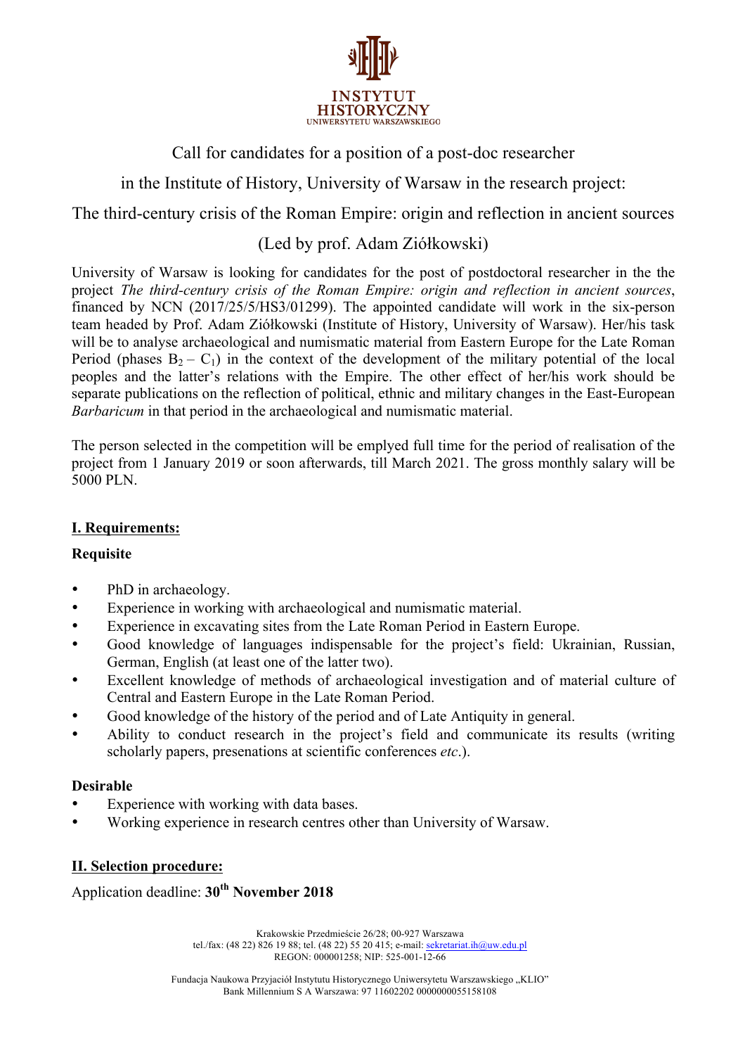INSTYTUT HISTORYCZNY
UNIWERSYTETU WARSZAWSKIEGO

# Call for candidates for a position of a post-doc researcher

## in the Institute of History, University of Warsaw in the research project:

## The third-century crisis of the Roman Empire: origin and reflection in ancient sources

## (Led by prof. Adam Ziółkowski)

University of Warsaw is looking for candidates for the post of postdoctoral researcher in the the project *The third-century crisis of the Roman Empire: origin and reflection in ancient sources*, financed by NCN (2017/25/5/HS3/01299). The appointed candidate will work in the six-person team headed by Prof. Adam Ziółkowski (Institute of History, University of Warsaw). Her/his task will be to analyse archaeological and numismatic material from Eastern Europe for the Late Roman Period (phases $B_2 – C_1$) in the context of the development of the military potential of the local peoples and the latter's relations with the Empire. The other effect of her/his work should be separate publications on the reflection of political, ethnic and military changes in the East-European *Barbaricum* in that period in the archaeological and numismatic material.

The person selected in the competition will be emplyed full time for the period of realisation of the project from 1 January 2019 or soon afterwards, till March 2021. The gross monthly salary will be 5000 PLN.

### I. Requirements:

**Requisite**

- PhD in archaeology.
- Experience in working with archaeological and numismatic material.
- Experience in excavating sites from the Late Roman Period in Eastern Europe.
- Good knowledge of languages indispensable for the project's field: Ukrainian, Russian, German, English (at least one of the latter two).
- Excellent knowledge of methods of archaeological investigation and of material culture of Central and Eastern Europe in the Late Roman Period.
- Good knowledge of the history of the period and of Late Antiquity in general.
- Ability to conduct research in the project's field and communicate its results (writing scholarly papers, presenations at scientific conferences *etc*.).

**Desirable**

- Experience with working with data bases.
- Working experience in research centres other than University of Warsaw.

### II. Selection procedure:

Application deadline: **30th November 2018**

Krakowskie Przedmieście 26/28; 00-927 Warszawa
tel./fax: (48 22) 826 19 88; tel. (48 22) 55 20 415; e-mail: sekretariat.ih@uw.edu.pl
REGON: 000001258; NIP: 525-001-12-66

Fundacja Naukowa Przyjaciół Instytutu Historycznego Uniwersytetu Warszawskiego „KLIO"
Bank Millennium S A Warszawa: 97 11602202 0000000055158108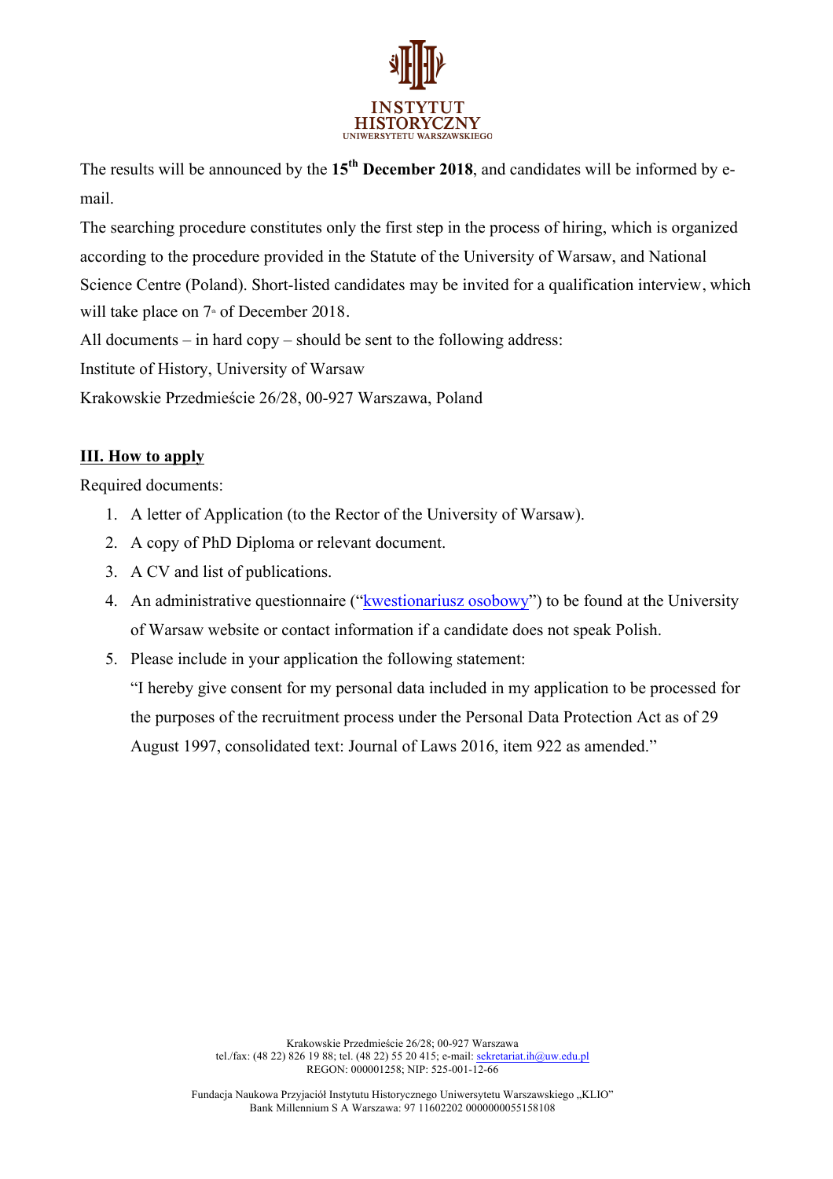The results will be announced by the **15th December 2018**, and candidates will be informed by e-mail.

The searching procedure constitutes only the first step in the process of hiring, which is organized according to the procedure provided in the Statute of the University of Warsaw, and National Science Centre (Poland). Short-listed candidates may be invited for a qualification interview, which will take place on 7th of December 2018.

All documents – in hard copy – should be sent to the following address:

Institute of History, University of Warsaw

Krakowskie Przedmieście 26/28, 00-927 Warszawa, Poland

## III. How to apply

Required documents:

1. A letter of Application (to the Rector of the University of Warsaw).
2. A copy of PhD Diploma or relevant document.
3. A CV and list of publications.
4. An administrative questionnaire ("kwestionariusz osobowy") to be found at the University of Warsaw website or contact information if a candidate does not speak Polish.
5. Please include in your application the following statement:
   "I hereby give consent for my personal data included in my application to be processed for the purposes of the recruitment process under the Personal Data Protection Act as of 29 August 1997, consolidated text: Journal of Laws 2016, item 922 as amended."

Krakowskie Przedmieście 26/28; 00-927 Warszawa
tel./fax: (48 22) 826 19 88; tel. (48 22) 55 20 415; e-mail: sekretariat.ih@uw.edu.pl
REGON: 000001258; NIP: 525-001-12-66

Fundacja Naukowa Przyjaciół Instytutu Historycznego Uniwersytetu Warszawskiego „KLIO"
Bank Millennium S A Warszawa: 97 11602202 0000000055158108